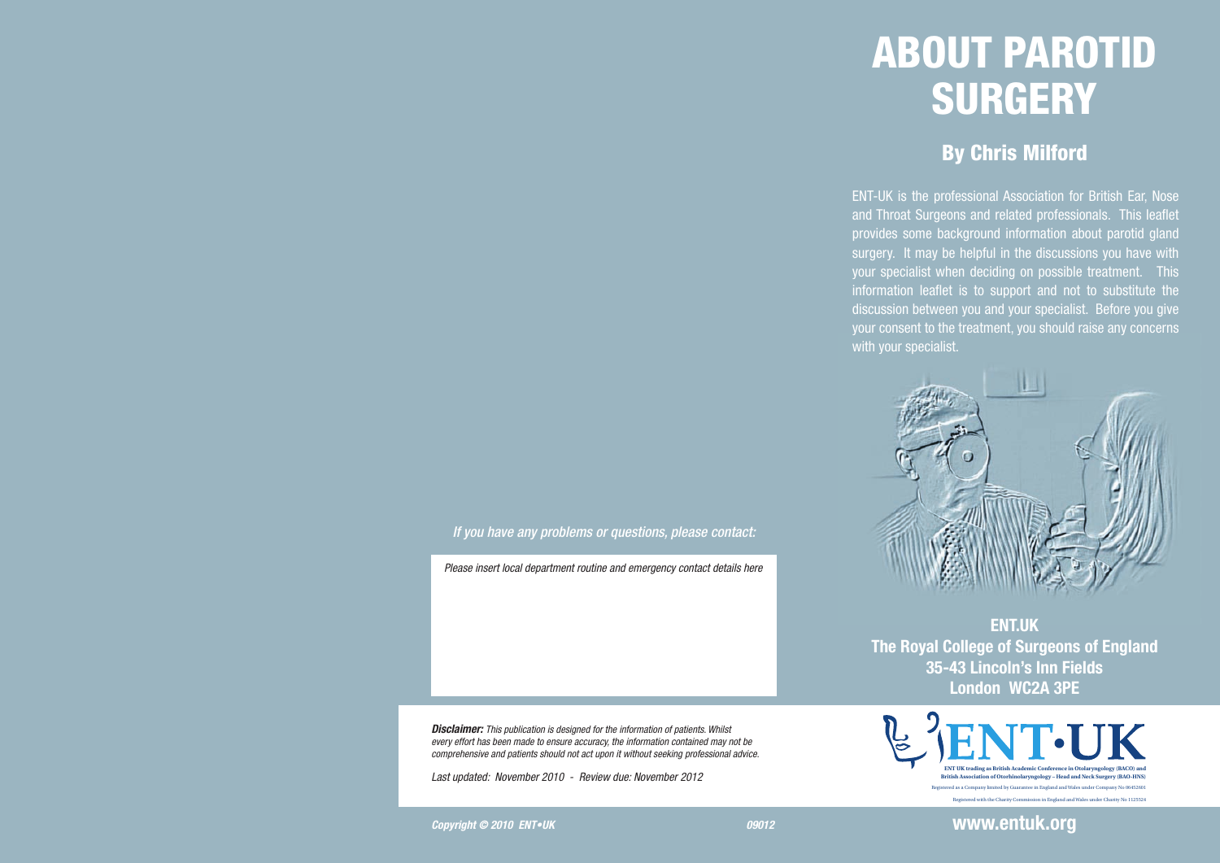# ABOUT PAROTID SURGERY

## By Chris Milford

ENT-UK is the professional Association for British Ear, Nose and Throat Surgeons and related professionals. This leaflet provides some background information about parotid gland surgery. It may be helpful in the discussions you have with your specialist when deciding on possible treatment. This information leaflet is to support and not to substitute the discussion between you and your specialist. Before you give your consent to the treatment, you should raise any concerns with your specialist.

**ENT.UK**
**The Royal College of Surgeons of England**
**35-43 Lincoln's Inn Fields**
**London WC2A 3PE**

ENT·UK

ENT UK trading as British Academic Conference in Otolaryngology (BACO) and British Association of Otorhinolaryngology – Head and Neck Surgery (BAO-HNS)

Registered as a Company limited by Guarantee in England and Wales under Company No 06452601

Registered with the Charity Commission in England and Wales under Charity No 1125524

**www.entuk.org**

*If you have any problems or questions, please contact:*

*Please insert local department routine and emergency contact details here*

***Disclaimer:*** *This publication is designed for the information of patients. Whilst every effort has been made to ensure accuracy, the information contained may not be comprehensive and patients should not act upon it without seeking professional advice.*

*Last updated: November 2010 - Review due: November 2012*

***Copyright © 2010 ENT•UK*** ***09012***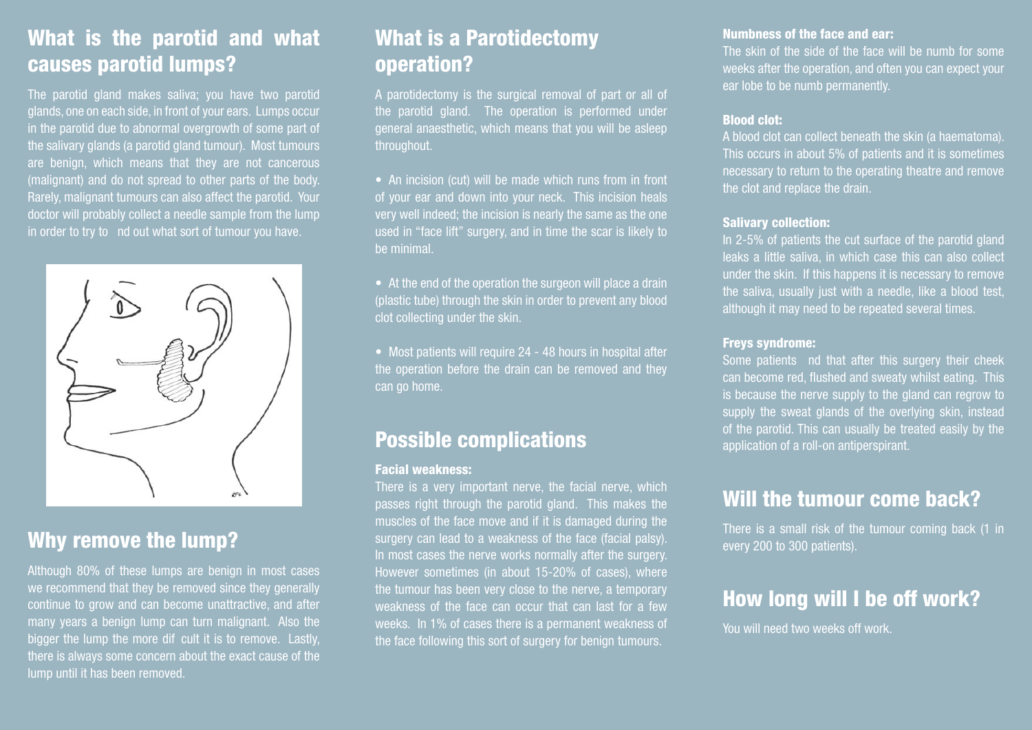## What is the parotid and what causes parotid lumps?

The parotid gland makes saliva; you have two parotid glands, one on each side, in front of your ears. Lumps occur in the parotid due to abnormal overgrowth of some part of the salivary glands (a parotid gland tumour). Most tumours are benign, which means that they are not cancerous (malignant) and do not spread to other parts of the body. Rarely, malignant tumours can also affect the parotid. Your doctor will probably collect a needle sample from the lump in order to try to nd out what sort of tumour you have.

## Why remove the lump?

Although 80% of these lumps are benign in most cases we recommend that they be removed since they generally continue to grow and can become unattractive, and after many years a benign lump can turn malignant. Also the bigger the lump the more dif cult it is to remove. Lastly, there is always some concern about the exact cause of the lump until it has been removed.

## What is a Parotidectomy operation?

A parotidectomy is the surgical removal of part or all of the parotid gland. The operation is performed under general anaesthetic, which means that you will be asleep throughout.

- An incision (cut) will be made which runs from in front of your ear and down into your neck. This incision heals very well indeed; the incision is nearly the same as the one used in "face lift" surgery, and in time the scar is likely to be minimal.
- At the end of the operation the surgeon will place a drain (plastic tube) through the skin in order to prevent any blood clot collecting under the skin.
- Most patients will require 24 - 48 hours in hospital after the operation before the drain can be removed and they can go home.

## Possible complications

**Facial weakness:**

There is a very important nerve, the facial nerve, which passes right through the parotid gland. This makes the muscles of the face move and if it is damaged during the surgery can lead to a weakness of the face (facial palsy). In most cases the nerve works normally after the surgery. However sometimes (in about 15-20% of cases), where the tumour has been very close to the nerve, a temporary weakness of the face can occur that can last for a few weeks. In 1% of cases there is a permanent weakness of the face following this sort of surgery for benign tumours.

**Numbness of the face and ear:**

The skin of the side of the face will be numb for some weeks after the operation, and often you can expect your ear lobe to be numb permanently.

**Blood clot:**

A blood clot can collect beneath the skin (a haematoma). This occurs in about 5% of patients and it is sometimes necessary to return to the operating theatre and remove the clot and replace the drain.

**Salivary collection:**

In 2-5% of patients the cut surface of the parotid gland leaks a little saliva, in which case this can also collect under the skin. If this happens it is necessary to remove the saliva, usually just with a needle, like a blood test, although it may need to be repeated several times.

**Freys syndrome:**

Some patients nd that after this surgery their cheek can become red, flushed and sweaty whilst eating. This is because the nerve supply to the gland can regrow to supply the sweat glands of the overlying skin, instead of the parotid. This can usually be treated easily by the application of a roll-on antiperspirant.

## Will the tumour come back?

There is a small risk of the tumour coming back (1 in every 200 to 300 patients).

## How long will I be off work?

You will need two weeks off work.